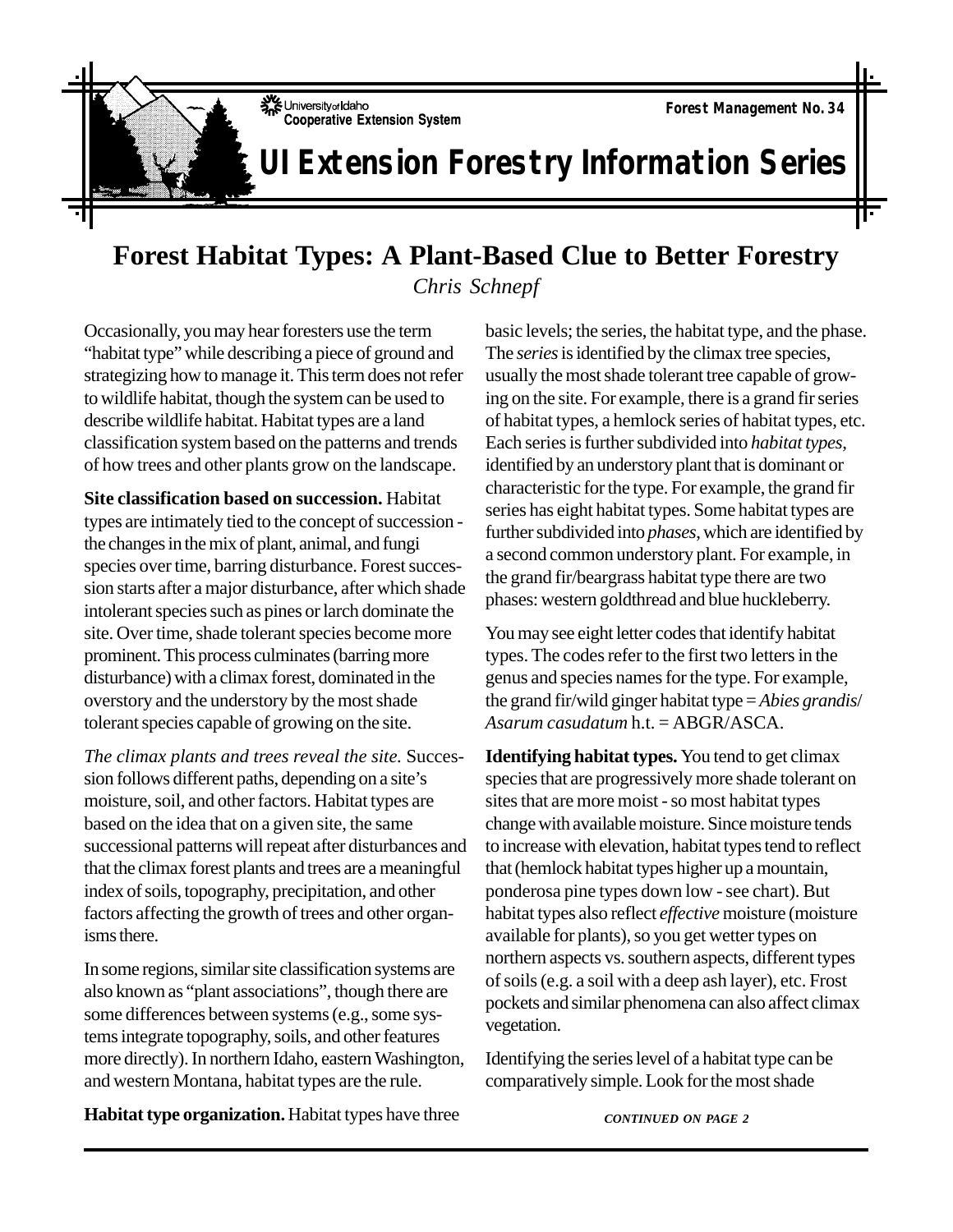University of Idaho Cooperative Extension System

**Forest Management No. 34**

# UI Extension Forestry Information Series

## Forest Habitat Types: A Plant-Based Clue to Better Forestry

*Chris Schnepf*

Occasionally, you may hear foresters use the term "habitat type" while describing a piece of ground and strategizing how to manage it. This term does not refer to wildlife habitat, though the system can be used to describe wildlife habitat. Habitat types are a land classification system based on the patterns and trends of how trees and other plants grow on the landscape.

**Site classification based on succession.** Habitat types are intimately tied to the concept of succession - the changes in the mix of plant, animal, and fungi species over time, barring disturbance. Forest succession starts after a major disturbance, after which shade intolerant species such as pines or larch dominate the site. Over time, shade tolerant species become more prominent. This process culminates (barring more disturbance) with a climax forest, dominated in the overstory and the understory by the most shade tolerant species capable of growing on the site.

*The climax plants and trees reveal the site.* Succession follows different paths, depending on a site's moisture, soil, and other factors. Habitat types are based on the idea that on a given site, the same successional patterns will repeat after disturbances and that the climax forest plants and trees are a meaningful index of soils, topography, precipitation, and other factors affecting the growth of trees and other organisms there.

In some regions, similar site classification systems are also known as "plant associations", though there are some differences between systems (e.g., some systems integrate topography, soils, and other features more directly). In northern Idaho, eastern Washington, and western Montana, habitat types are the rule.

**Habitat type organization.** Habitat types have three basic levels; the series, the habitat type, and the phase. The *series* is identified by the climax tree species, usually the most shade tolerant tree capable of growing on the site. For example, there is a grand fir series of habitat types, a hemlock series of habitat types, etc. Each series is further subdivided into *habitat types*, identified by an understory plant that is dominant or characteristic for the type. For example, the grand fir series has eight habitat types. Some habitat types are further subdivided into *phases*, which are identified by a second common understory plant. For example, in the grand fir/beargrass habitat type there are two phases: western goldthread and blue huckleberry.

You may see eight letter codes that identify habitat types. The codes refer to the first two letters in the genus and species names for the type. For example, the grand fir/wild ginger habitat type = *Abies grandis*/ *Asarum casudatum* h.t. = ABGR/ASCA.

**Identifying habitat types.** You tend to get climax species that are progressively more shade tolerant on sites that are more moist - so most habitat types change with available moisture. Since moisture tends to increase with elevation, habitat types tend to reflect that (hemlock habitat types higher up a mountain, ponderosa pine types down low - see chart). But habitat types also reflect *effective* moisture (moisture available for plants), so you get wetter types on northern aspects vs. southern aspects, different types of soils (e.g. a soil with a deep ash layer), etc. Frost pockets and similar phenomena can also affect climax vegetation.

Identifying the series level of a habitat type can be comparatively simple. Look for the most shade

*CONTINUED ON PAGE 2*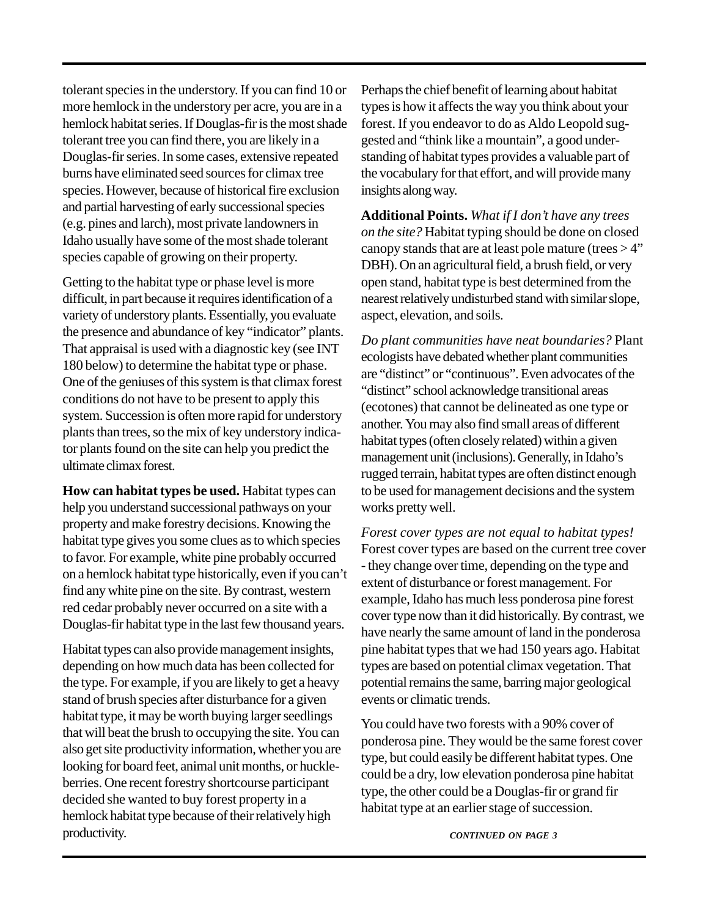tolerant species in the understory. If you can find 10 or more hemlock in the understory per acre, you are in a hemlock habitat series. If Douglas-fir is the most shade tolerant tree you can find there, you are likely in a Douglas-fir series. In some cases, extensive repeated burns have eliminated seed sources for climax tree species. However, because of historical fire exclusion and partial harvesting of early successional species (e.g. pines and larch), most private landowners in Idaho usually have some of the most shade tolerant species capable of growing on their property.

Getting to the habitat type or phase level is more difficult, in part because it requires identification of a variety of understory plants. Essentially, you evaluate the presence and abundance of key "indicator" plants. That appraisal is used with a diagnostic key (see INT 180 below) to determine the habitat type or phase. One of the geniuses of this system is that climax forest conditions do not have to be present to apply this system. Succession is often more rapid for understory plants than trees, so the mix of key understory indicator plants found on the site can help you predict the ultimate climax forest.

**How can habitat types be used.** Habitat types can help you understand successional pathways on your property and make forestry decisions. Knowing the habitat type gives you some clues as to which species to favor. For example, white pine probably occurred on a hemlock habitat type historically, even if you can't find any white pine on the site. By contrast, western red cedar probably never occurred on a site with a Douglas-fir habitat type in the last few thousand years.

Habitat types can also provide management insights, depending on how much data has been collected for the type. For example, if you are likely to get a heavy stand of brush species after disturbance for a given habitat type, it may be worth buying larger seedlings that will beat the brush to occupying the site. You can also get site productivity information, whether you are looking for board feet, animal unit months, or huckleberries. One recent forestry shortcourse participant decided she wanted to buy forest property in a hemlock habitat type because of their relatively high productivity.

Perhaps the chief benefit of learning about habitat types is how it affects the way you think about your forest. If you endeavor to do as Aldo Leopold suggested and "think like a mountain", a good understanding of habitat types provides a valuable part of the vocabulary for that effort, and will provide many insights along way.

**Additional Points.** *What if I don't have any trees on the site?* Habitat typing should be done on closed canopy stands that are at least pole mature (trees > 4" DBH). On an agricultural field, a brush field, or very open stand, habitat type is best determined from the nearest relatively undisturbed stand with similar slope, aspect, elevation, and soils.

*Do plant communities have neat boundaries?* Plant ecologists have debated whether plant communities are "distinct" or "continuous". Even advocates of the "distinct" school acknowledge transitional areas (ecotones) that cannot be delineated as one type or another. You may also find small areas of different habitat types (often closely related) within a given management unit (inclusions). Generally, in Idaho's rugged terrain, habitat types are often distinct enough to be used for management decisions and the system works pretty well.

*Forest cover types are not equal to habitat types!* Forest cover types are based on the current tree cover - they change over time, depending on the type and extent of disturbance or forest management. For example, Idaho has much less ponderosa pine forest cover type now than it did historically. By contrast, we have nearly the same amount of land in the ponderosa pine habitat types that we had 150 years ago. Habitat types are based on potential climax vegetation. That potential remains the same, barring major geological events or climatic trends.

You could have two forests with a 90% cover of ponderosa pine. They would be the same forest cover type, but could easily be different habitat types. One could be a dry, low elevation ponderosa pine habitat type, the other could be a Douglas-fir or grand fir habitat type at an earlier stage of succession.

***CONTINUED ON PAGE 3***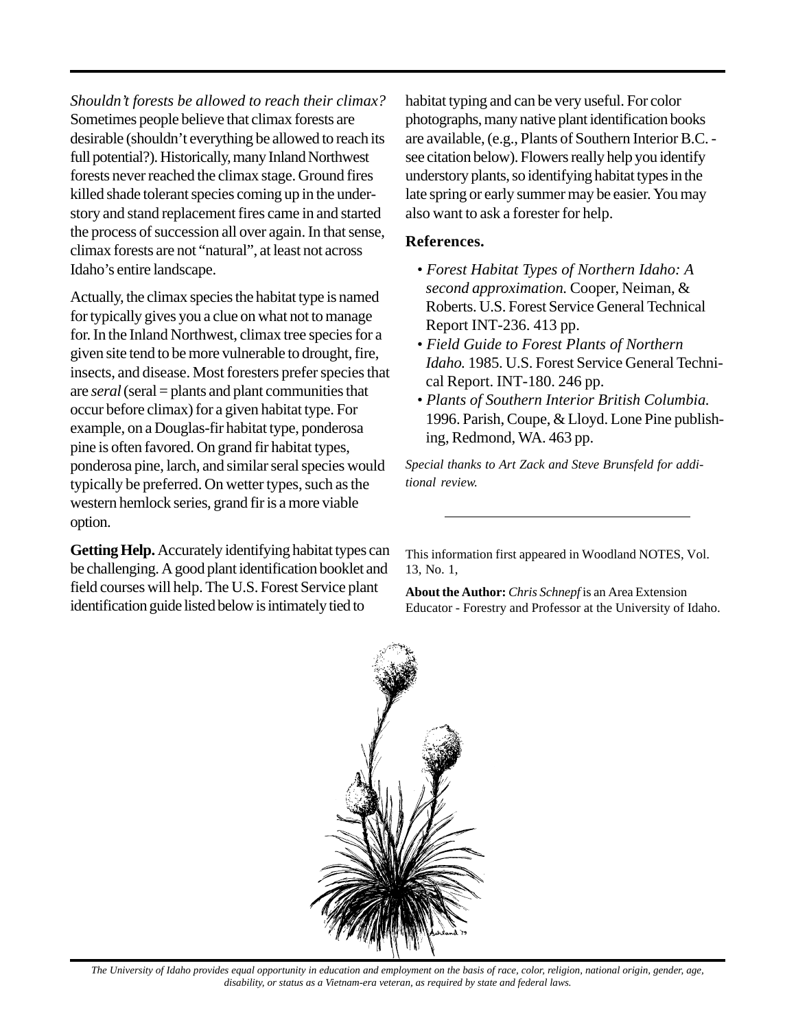*Shouldn't forests be allowed to reach their climax?* Sometimes people believe that climax forests are desirable (shouldn't everything be allowed to reach its full potential?). Historically, many Inland Northwest forests never reached the climax stage. Ground fires killed shade tolerant species coming up in the understory and stand replacement fires came in and started the process of succession all over again. In that sense, climax forests are not "natural", at least not across Idaho's entire landscape.

Actually, the climax species the habitat type is named for typically gives you a clue on what not to manage for. In the Inland Northwest, climax tree species for a given site tend to be more vulnerable to drought, fire, insects, and disease. Most foresters prefer species that are *seral* (seral = plants and plant communities that occur before climax) for a given habitat type. For example, on a Douglas-fir habitat type, ponderosa pine is often favored. On grand fir habitat types, ponderosa pine, larch, and similar seral species would typically be preferred. On wetter types, such as the western hemlock series, grand fir is a more viable option.

**Getting Help.** Accurately identifying habitat types can be challenging. A good plant identification booklet and field courses will help. The U.S. Forest Service plant identification guide listed below is intimately tied to habitat typing and can be very useful. For color photographs, many native plant identification books are available, (e.g., Plants of Southern Interior B.C. - see citation below). Flowers really help you identify understory plants, so identifying habitat types in the late spring or early summer may be easier. You may also want to ask a forester for help.

## References.

- *Forest Habitat Types of Northern Idaho: A second approximation.* Cooper, Neiman, & Roberts. U.S. Forest Service General Technical Report INT-236. 413 pp.
- *Field Guide to Forest Plants of Northern Idaho.* 1985. U.S. Forest Service General Technical Report. INT-180. 246 pp.
- *Plants of Southern Interior British Columbia.* 1996. Parish, Coupe, & Lloyd. Lone Pine publishing, Redmond, WA. 463 pp.

*Special thanks to Art Zack and Steve Brunsfeld for additional review.*

---

This information first appeared in Woodland NOTES, Vol. 13, No. 1,

**About the Author:** *Chris Schnepf* is an Area Extension Educator - Forestry and Professor at the University of Idaho.

*The University of Idaho provides equal opportunity in education and employment on the basis of race, color, religion, national origin, gender, age, disability, or status as a Vietnam-era veteran, as required by state and federal laws.*